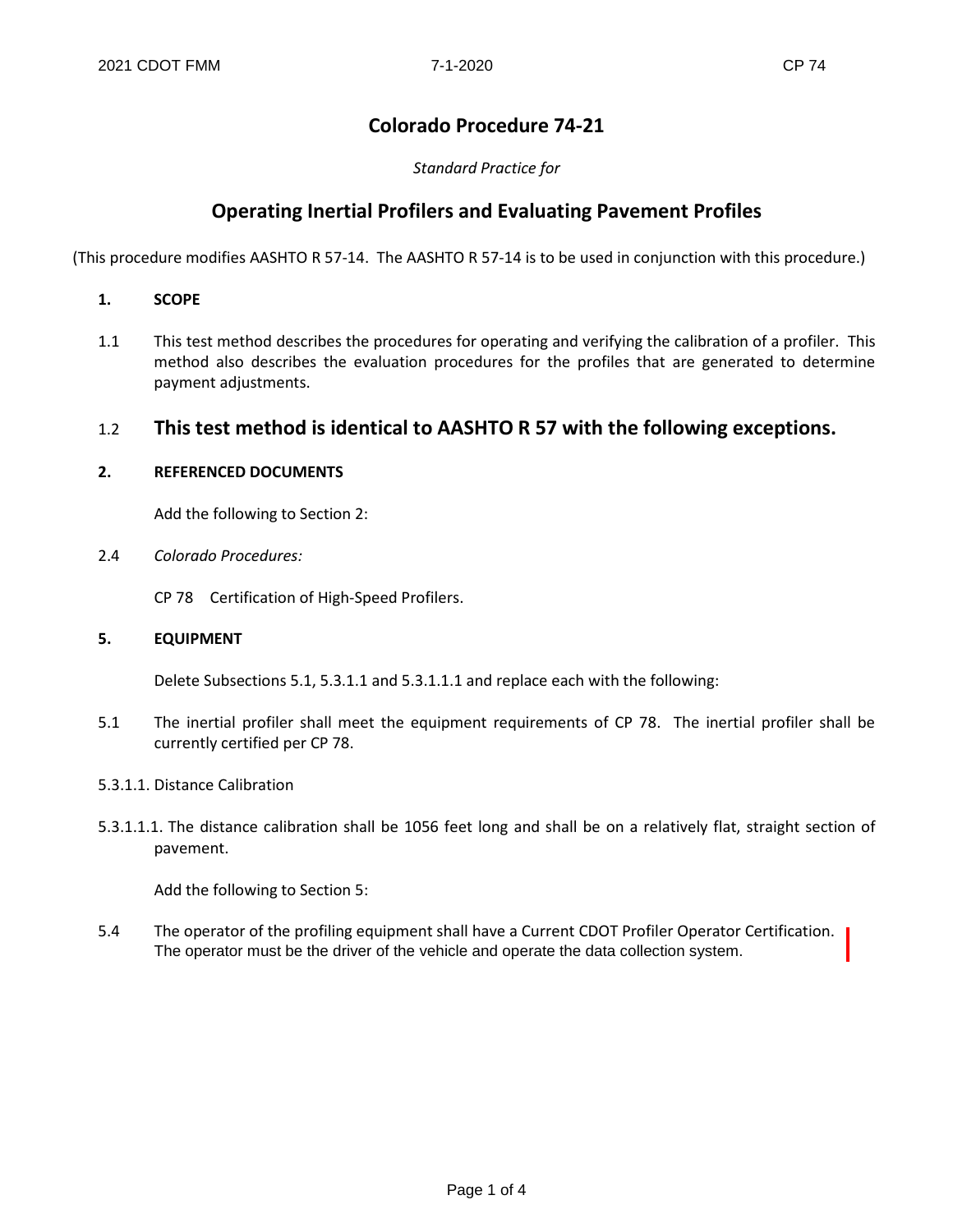# Colorado Procedure 74-21

*Standard Practice for*

## Operating Inertial Profilers and Evaluating Pavement Profiles

(This procedure modifies AASHTO R 57-14. The AASHTO R 57-14 is to be used in conjunction with this procedure.)

### 1. SCOPE

1.1 This test method describes the procedures for operating and verifying the calibration of a profiler. This method also describes the evaluation procedures for the profiles that are generated to determine payment adjustments.

1.2 **This test method is identical to AASHTO R 57 with the following exceptions.**

### 2. REFERENCED DOCUMENTS

Add the following to Section 2:

2.4 *Colorado Procedures:*

CP 78 Certification of High-Speed Profilers.

### 5. EQUIPMENT

Delete Subsections 5.1, 5.3.1.1 and 5.3.1.1.1 and replace each with the following:

5.1 The inertial profiler shall meet the equipment requirements of CP 78. The inertial profiler shall be currently certified per CP 78.

5.3.1.1. Distance Calibration

5.3.1.1.1. The distance calibration shall be 1056 feet long and shall be on a relatively flat, straight section of pavement.

Add the following to Section 5:

5.4 The operator of the profiling equipment shall have a Current CDOT Profiler Operator Certification. The operator must be the driver of the vehicle and operate the data collection system.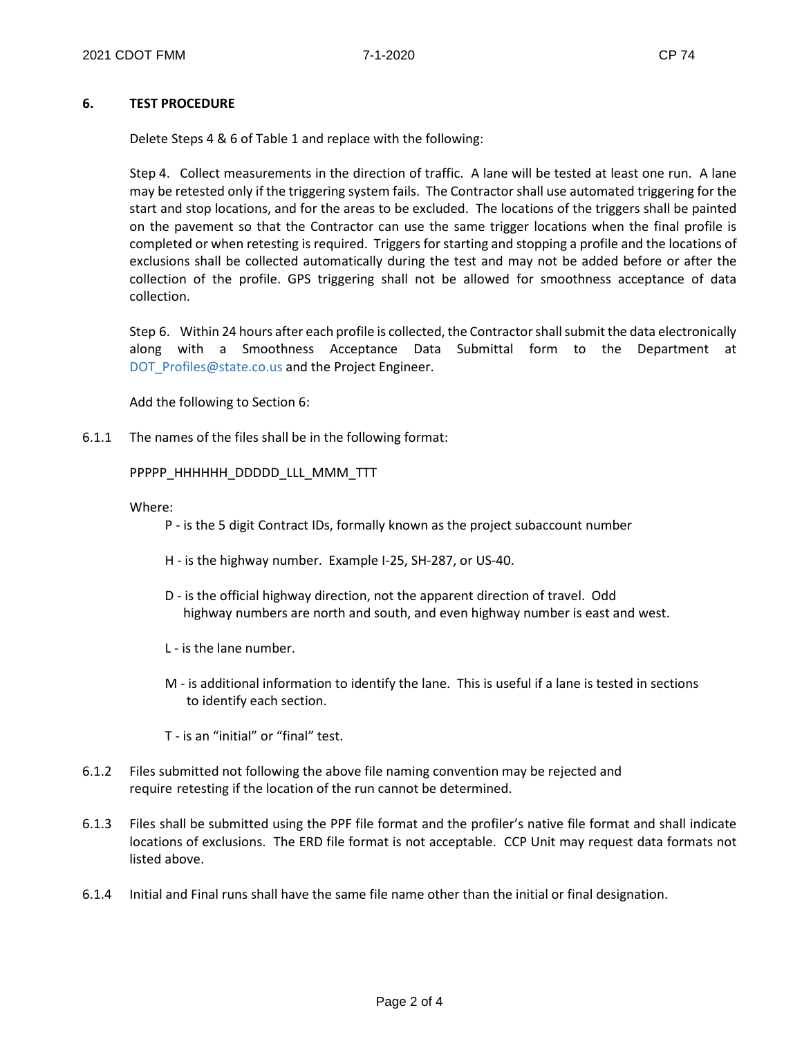## 6. TEST PROCEDURE

Delete Steps 4 & 6 of Table 1 and replace with the following:

Step 4. Collect measurements in the direction of traffic. A lane will be tested at least one run. A lane may be retested only if the triggering system fails. The Contractor shall use automated triggering for the start and stop locations, and for the areas to be excluded. The locations of the triggers shall be painted on the pavement so that the Contractor can use the same trigger locations when the final profile is completed or when retesting is required. Triggers for starting and stopping a profile and the locations of exclusions shall be collected automatically during the test and may not be added before or after the collection of the profile. GPS triggering shall not be allowed for smoothness acceptance of data collection.

Step 6. Within 24 hours after each profile is collected, the Contractor shall submit the data electronically along with a Smoothness Acceptance Data Submittal form to the Department at DOT_Profiles@state.co.us and the Project Engineer.

Add the following to Section 6:

6.1.1 The names of the files shall be in the following format:

PPPPP_HHHHHH_DDDDD_LLL_MMM_TTT

Where:

- P - is the 5 digit Contract IDs, formally known as the project subaccount number
- H - is the highway number. Example I-25, SH-287, or US-40.
- D - is the official highway direction, not the apparent direction of travel. Odd highway numbers are north and south, and even highway number is east and west.
- L - is the lane number.
- M - is additional information to identify the lane. This is useful if a lane is tested in sections to identify each section.
- T - is an “initial” or “final” test.

6.1.2 Files submitted not following the above file naming convention may be rejected and require retesting if the location of the run cannot be determined.

6.1.3 Files shall be submitted using the PPF file format and the profiler’s native file format and shall indicate locations of exclusions. The ERD file format is not acceptable. CCP Unit may request data formats not listed above.

6.1.4 Initial and Final runs shall have the same file name other than the initial or final designation.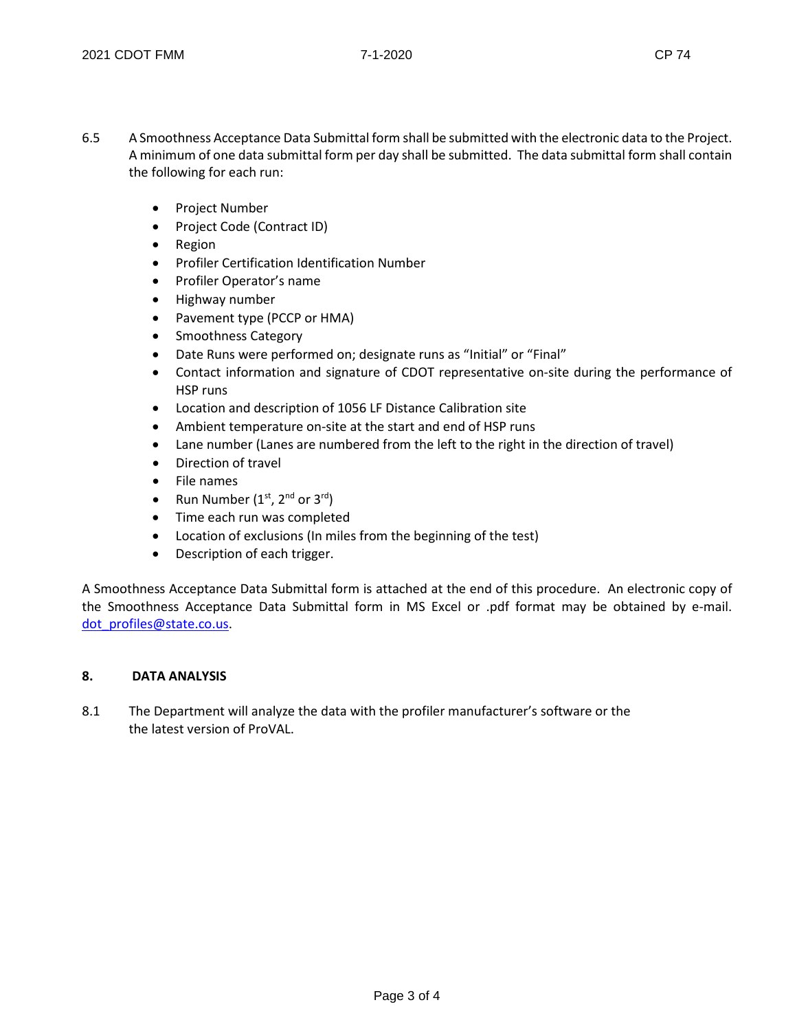6.5 A Smoothness Acceptance Data Submittal form shall be submitted with the electronic data to the Project. A minimum of one data submittal form per day shall be submitted. The data submittal form shall contain the following for each run:

- Project Number
- Project Code (Contract ID)
- Region
- Profiler Certification Identification Number
- Profiler Operator's name
- Highway number
- Pavement type (PCCP or HMA)
- Smoothness Category
- Date Runs were performed on; designate runs as "Initial" or "Final"
- Contact information and signature of CDOT representative on-site during the performance of HSP runs
- Location and description of 1056 LF Distance Calibration site
- Ambient temperature on-site at the start and end of HSP runs
- Lane number (Lanes are numbered from the left to the right in the direction of travel)
- Direction of travel
- File names
- Run Number (1st, 2nd or 3rd)
- Time each run was completed
- Location of exclusions (In miles from the beginning of the test)
- Description of each trigger.

A Smoothness Acceptance Data Submittal form is attached at the end of this procedure. An electronic copy of the Smoothness Acceptance Data Submittal form in MS Excel or .pdf format may be obtained by e-mail. dot_profiles@state.co.us.

## 8. DATA ANALYSIS

8.1 The Department will analyze the data with the profiler manufacturer's software or the the latest version of ProVAL.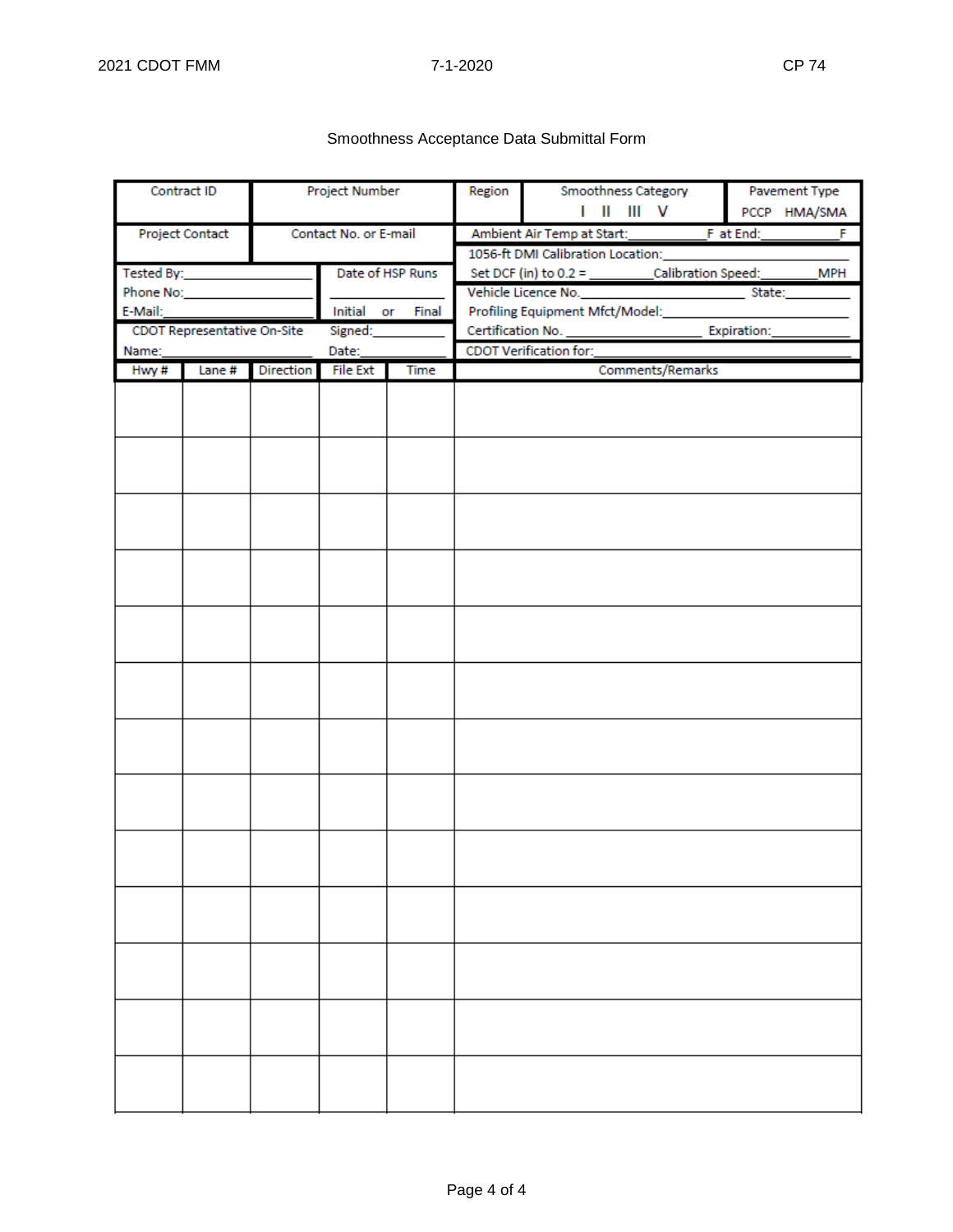# Smoothness Acceptance Data Submittal Form

| Contract ID | | Project Number | | | Region | Smoothness Category<br>I II III V | Pavement Type<br>PCCP HMA/SMA |
|---|---|---|---|---|---|---|---|
| Project Contact | | Contact No. or E-mail | | | Ambient Air Temp at Start:\_\_\_\_\_\_\_\_\_\_F at End:\_\_\_\_\_\_\_\_\_\_F | | |
| | | | | | 1056-ft DMI Calibration Location:\_\_\_\_\_\_\_\_\_\_\_\_\_\_\_\_\_\_\_\_ | | |
| Tested By:\_\_\_\_\_\_\_\_\_\_\_\_\_\_\_\_ | | | Date of HSP Runs | | Set DCF (in) to 0.2 = \_\_\_\_\_\_\_\_\_Calibration Speed:\_\_\_\_\_\_\_\_MPH | | |
| Phone No:\_\_\_\_\_\_\_\_\_\_\_\_\_\_\_\_ | | | \_\_\_\_\_\_\_\_\_\_\_\_\_\_\_\_ | | Vehicle Licence No.\_\_\_\_\_\_\_\_\_\_\_\_\_\_\_\_\_\_\_\_ State:\_\_\_\_\_\_\_\_\_ | | |
| E-Mail:\_\_\_\_\_\_\_\_\_\_\_\_\_\_\_\_\_\_\_ | | | Initial or Final | | Profiling Equipment Mfct/Model:\_\_\_\_\_\_\_\_\_\_\_\_\_\_\_\_\_\_\_\_ | | |
| CDOT Representative On-Site | | | Signed:\_\_\_\_\_\_\_\_\_\_ | | Certification No. \_\_\_\_\_\_\_\_\_\_\_\_\_\_\_\_\_\_ Expiration:\_\_\_\_\_\_\_\_\_\_ | | |
| Name:\_\_\_\_\_\_\_\_\_\_\_\_\_\_\_\_\_\_\_\_ | | | Date:\_\_\_\_\_\_\_\_\_\_ | | CDOT Verification for:\_\_\_\_\_\_\_\_\_\_\_\_\_\_\_\_\_\_\_\_ | | |
| Hwy # | Lane # | Direction | File Ext | Time | Comments/Remarks | | |
| | | | | | | | |
| | | | | | | | |
| | | | | | | | |
| | | | | | | | |
| | | | | | | | |
| | | | | | | | |
| | | | | | | | |
| | | | | | | | |
| | | | | | | | |
| | | | | | | | |
| | | | | | | | |
| | | | | | | | |
| | | | | | | | |